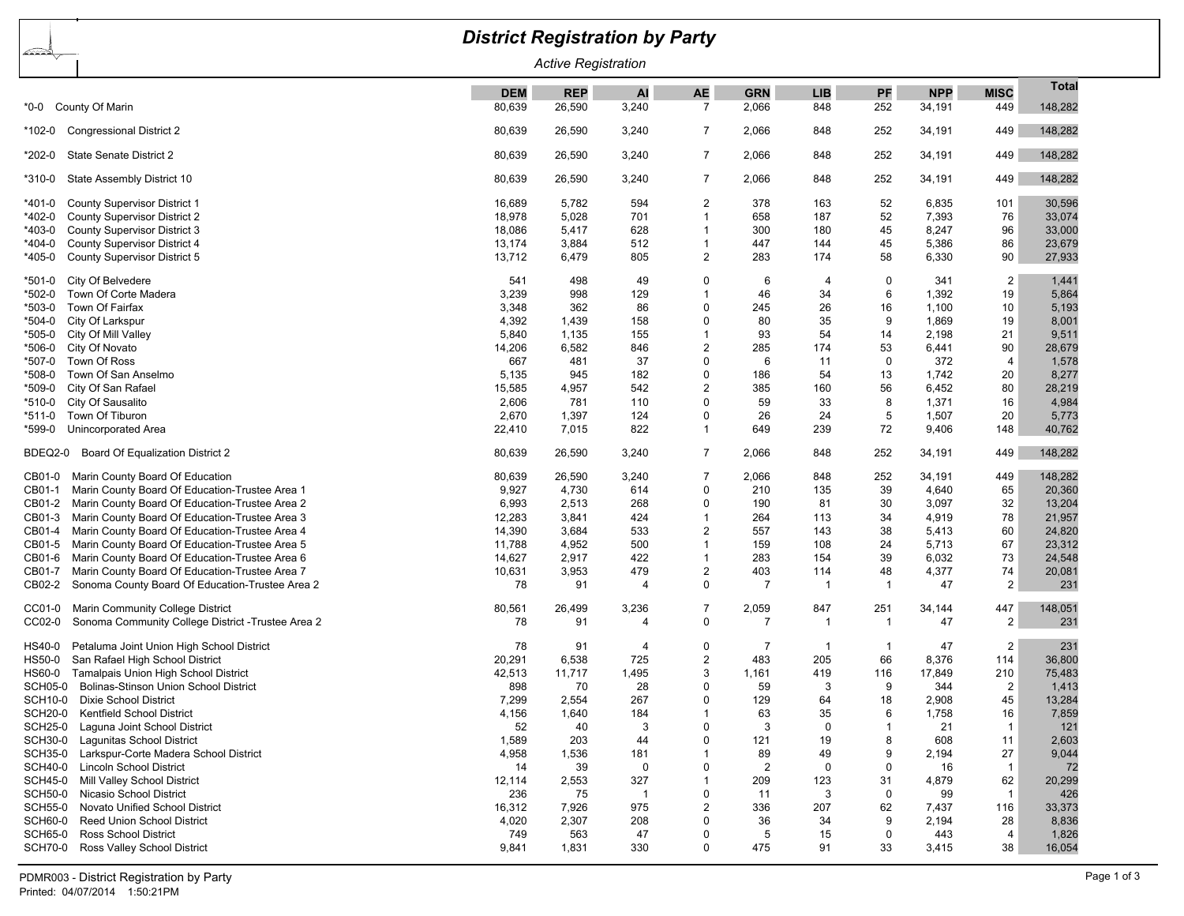# District Registration by Party

*Active Registration*

| | DEM | REP | AI | AE | GRN | LIB | PF | NPP | MISC | Total |
|---|---|---|---|---|---|---|---|---|---|---|
| *0-0 County Of Marin | 80,639 | 26,590 | 3,240 | 7 | 2,066 | 848 | 252 | 34,191 | 449 | 148,282 |
| *102-0 Congressional District 2 | 80,639 | 26,590 | 3,240 | 7 | 2,066 | 848 | 252 | 34,191 | 449 | 148,282 |
| *202-0 State Senate District 2 | 80,639 | 26,590 | 3,240 | 7 | 2,066 | 848 | 252 | 34,191 | 449 | 148,282 |
| *310-0 State Assembly District 10 | 80,639 | 26,590 | 3,240 | 7 | 2,066 | 848 | 252 | 34,191 | 449 | 148,282 |
| *401-0 County Supervisor District 1 | 16,689 | 5,782 | 594 | 2 | 378 | 163 | 52 | 6,835 | 101 | 30,596 |
| *402-0 County Supervisor District 2 | 18,978 | 5,028 | 701 | 1 | 658 | 187 | 52 | 7,393 | 76 | 33,074 |
| *403-0 County Supervisor District 3 | 18,086 | 5,417 | 628 | 1 | 300 | 180 | 45 | 8,247 | 96 | 33,000 |
| *404-0 County Supervisor District 4 | 13,174 | 3,884 | 512 | 1 | 447 | 144 | 45 | 5,386 | 86 | 23,679 |
| *405-0 County Supervisor District 5 | 13,712 | 6,479 | 805 | 2 | 283 | 174 | 58 | 6,330 | 90 | 27,933 |
| *501-0 City Of Belvedere | 541 | 498 | 49 | 0 | 6 | 4 | 0 | 341 | 2 | 1,441 |
| *502-0 Town Of Corte Madera | 3,239 | 998 | 129 | 1 | 46 | 34 | 6 | 1,392 | 19 | 5,864 |
| *503-0 Town Of Fairfax | 3,348 | 362 | 86 | 0 | 245 | 26 | 16 | 1,100 | 10 | 5,193 |
| *504-0 City Of Larkspur | 4,392 | 1,439 | 158 | 0 | 80 | 35 | 9 | 1,869 | 19 | 8,001 |
| *505-0 City Of Mill Valley | 5,840 | 1,135 | 155 | 1 | 93 | 54 | 14 | 2,198 | 21 | 9,511 |
| *506-0 City Of Novato | 14,206 | 6,582 | 846 | 2 | 285 | 174 | 53 | 6,441 | 90 | 28,679 |
| *507-0 Town Of Ross | 667 | 481 | 37 | 0 | 6 | 11 | 0 | 372 | 4 | 1,578 |
| *508-0 Town Of San Anselmo | 5,135 | 945 | 182 | 0 | 186 | 54 | 13 | 1,742 | 20 | 8,277 |
| *509-0 City Of San Rafael | 15,585 | 4,957 | 542 | 2 | 385 | 160 | 56 | 6,452 | 80 | 28,219 |
| *510-0 City Of Sausalito | 2,606 | 781 | 110 | 0 | 59 | 33 | 8 | 1,371 | 16 | 4,984 |
| *511-0 Town Of Tiburon | 2,670 | 1,397 | 124 | 0 | 26 | 24 | 5 | 1,507 | 20 | 5,773 |
| *599-0 Unincorporated Area | 22,410 | 7,015 | 822 | 1 | 649 | 239 | 72 | 9,406 | 148 | 40,762 |
| BDEQ2-0 Board Of Equalization District 2 | 80,639 | 26,590 | 3,240 | 7 | 2,066 | 848 | 252 | 34,191 | 449 | 148,282 |
| CB01-0 Marin County Board Of Education | 80,639 | 26,590 | 3,240 | 7 | 2,066 | 848 | 252 | 34,191 | 449 | 148,282 |
| CB01-1 Marin County Board Of Education-Trustee Area 1 | 9,927 | 4,730 | 614 | 0 | 210 | 135 | 39 | 4,640 | 65 | 20,360 |
| CB01-2 Marin County Board Of Education-Trustee Area 2 | 6,993 | 2,513 | 268 | 0 | 190 | 81 | 30 | 3,097 | 32 | 13,204 |
| CB01-3 Marin County Board Of Education-Trustee Area 3 | 12,283 | 3,841 | 424 | 1 | 264 | 113 | 34 | 4,919 | 78 | 21,957 |
| CB01-4 Marin County Board Of Education-Trustee Area 4 | 14,390 | 3,684 | 533 | 2 | 557 | 143 | 38 | 5,413 | 60 | 24,820 |
| CB01-5 Marin County Board Of Education-Trustee Area 5 | 11,788 | 4,952 | 500 | 1 | 159 | 108 | 24 | 5,713 | 67 | 23,312 |
| CB01-6 Marin County Board Of Education-Trustee Area 6 | 14,627 | 2,917 | 422 | 1 | 283 | 154 | 39 | 6,032 | 73 | 24,548 |
| CB01-7 Marin County Board Of Education-Trustee Area 7 | 10,631 | 3,953 | 479 | 2 | 403 | 114 | 48 | 4,377 | 74 | 20,081 |
| CB02-2 Sonoma County Board Of Education-Trustee Area 2 | 78 | 91 | 4 | 0 | 7 | 1 | 1 | 47 | 2 | 231 |
| CC01-0 Marin Community College District | 80,561 | 26,499 | 3,236 | 7 | 2,059 | 847 | 251 | 34,144 | 447 | 148,051 |
| CC02-0 Sonoma Community College District -Trustee Area 2 | 78 | 91 | 4 | 0 | 7 | 1 | 1 | 47 | 2 | 231 |
| HS40-0 Petaluma Joint Union High School District | 78 | 91 | 4 | 0 | 7 | 1 | 1 | 47 | 2 | 231 |
| HS50-0 San Rafael High School District | 20,291 | 6,538 | 725 | 2 | 483 | 205 | 66 | 8,376 | 114 | 36,800 |
| HS60-0 Tamalpais Union High School District | 42,513 | 11,717 | 1,495 | 3 | 1,161 | 419 | 116 | 17,849 | 210 | 75,483 |
| SCH05-0 Bolinas-Stinson Union School District | 898 | 70 | 28 | 0 | 59 | 3 | 9 | 344 | 2 | 1,413 |
| SCH10-0 Dixie School District | 7,299 | 2,554 | 267 | 0 | 129 | 64 | 18 | 2,908 | 45 | 13,284 |
| SCH20-0 Kentfield School District | 4,156 | 1,640 | 184 | 1 | 63 | 35 | 6 | 1,758 | 16 | 7,859 |
| SCH25-0 Laguna Joint School District | 52 | 40 | 3 | 0 | 3 | 0 | 1 | 21 | 1 | 121 |
| SCH30-0 Lagunitas School District | 1,589 | 203 | 44 | 0 | 121 | 19 | 8 | 608 | 11 | 2,603 |
| SCH35-0 Larkspur-Corte Madera School District | 4,958 | 1,536 | 181 | 1 | 89 | 49 | 9 | 2,194 | 27 | 9,044 |
| SCH40-0 Lincoln School District | 14 | 39 | 0 | 0 | 2 | 0 | 0 | 16 | 1 | 72 |
| SCH45-0 Mill Valley School District | 12,114 | 2,553 | 327 | 1 | 209 | 123 | 31 | 4,879 | 62 | 20,299 |
| SCH50-0 Nicasio School District | 236 | 75 | 1 | 0 | 11 | 3 | 0 | 99 | 1 | 426 |
| SCH55-0 Novato Unified School District | 16,312 | 7,926 | 975 | 2 | 336 | 207 | 62 | 7,437 | 116 | 33,373 |
| SCH60-0 Reed Union School District | 4,020 | 2,307 | 208 | 0 | 36 | 34 | 9 | 2,194 | 28 | 8,836 |
| SCH65-0 Ross School District | 749 | 563 | 47 | 0 | 5 | 15 | 0 | 443 | 4 | 1,826 |
| SCH70-0 Ross Valley School District | 9,841 | 1,831 | 330 | 0 | 475 | 91 | 33 | 3,415 | 38 | 16,054 |

PDMR003 - District Registration by Party
Printed: 04/07/2014 1:50:21PM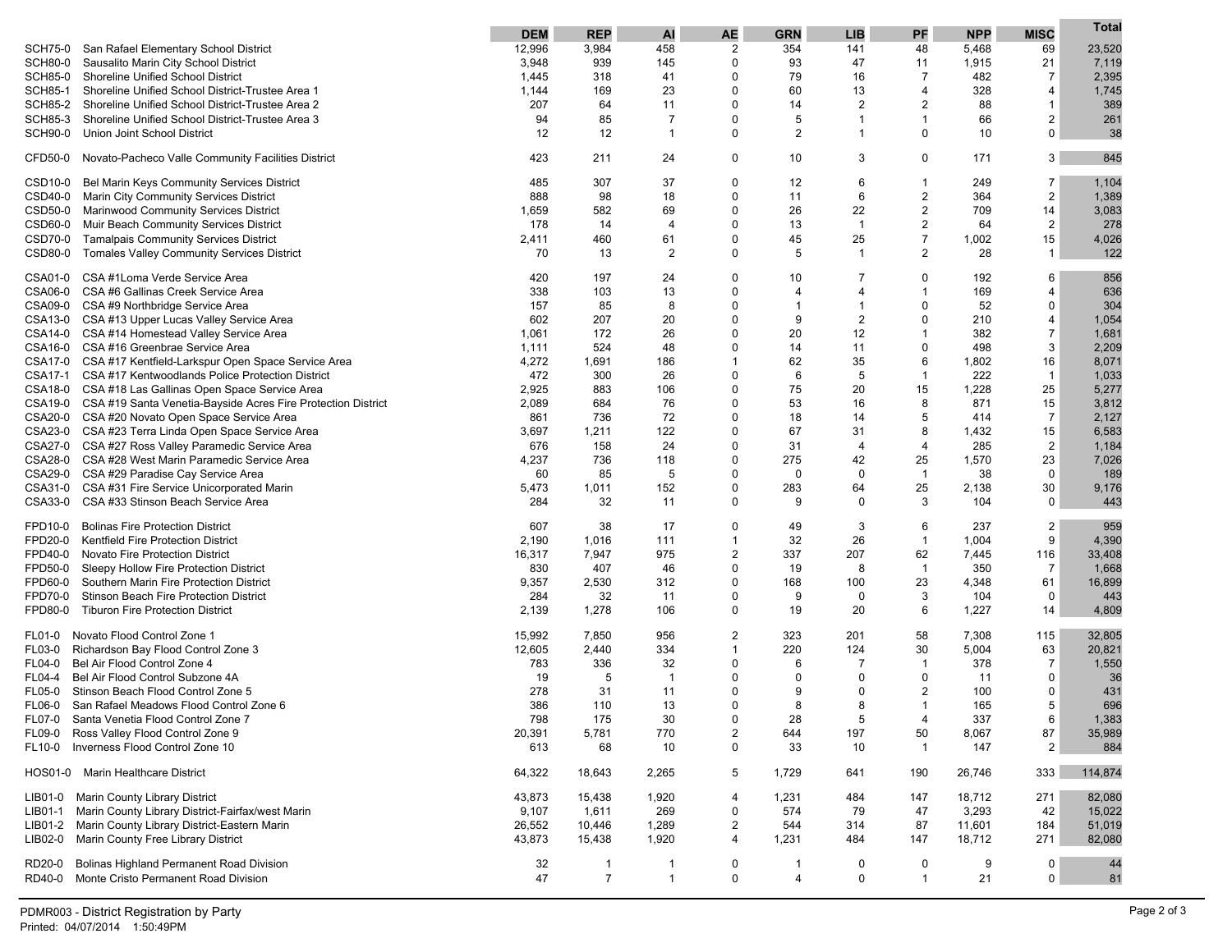| | | DEM | REP | AI | AE | GRN | LIB | PF | NPP | MISC | Total |
|---|---|---|---|---|---|---|---|---|---|---|---|
| SCH75-0 | San Rafael Elementary School District | 12,996 | 3,984 | 458 | 2 | 354 | 141 | 48 | 5,468 | 69 | 23,520 |
| SCH80-0 | Sausalito Marin City School District | 3,948 | 939 | 145 | 0 | 93 | 47 | 11 | 1,915 | 21 | 7,119 |
| SCH85-0 | Shoreline Unified School District | 1,445 | 318 | 41 | 0 | 79 | 16 | 7 | 482 | 7 | 2,395 |
| SCH85-1 | Shoreline Unified School District-Trustee Area 1 | 1,144 | 169 | 23 | 0 | 60 | 13 | 4 | 328 | 4 | 1,745 |
| SCH85-2 | Shoreline Unified School District-Trustee Area 2 | 207 | 64 | 11 | 0 | 14 | 2 | 2 | 88 | 1 | 389 |
| SCH85-3 | Shoreline Unified School District-Trustee Area 3 | 94 | 85 | 7 | 0 | 5 | 1 | 1 | 66 | 2 | 261 |
| SCH90-0 | Union Joint School District | 12 | 12 | 1 | 0 | 2 | 1 | 0 | 10 | 0 | 38 |
| CFD50-0 | Novato-Pacheco Valle Community Facilities District | 423 | 211 | 24 | 0 | 10 | 3 | 0 | 171 | 3 | 845 |
| CSD10-0 | Bel Marin Keys Community Services District | 485 | 307 | 37 | 0 | 12 | 6 | 1 | 249 | 7 | 1,104 |
| CSD40-0 | Marin City Community Services District | 888 | 98 | 18 | 0 | 11 | 6 | 2 | 364 | 2 | 1,389 |
| CSD50-0 | Marinwood Community Services District | 1,659 | 582 | 69 | 0 | 26 | 22 | 2 | 709 | 14 | 3,083 |
| CSD60-0 | Muir Beach Community Services District | 178 | 14 | 4 | 0 | 13 | 1 | 2 | 64 | 2 | 278 |
| CSD70-0 | Tamalpais Community Services District | 2,411 | 460 | 61 | 0 | 45 | 25 | 7 | 1,002 | 15 | 4,026 |
| CSD80-0 | Tomales Valley Community Services District | 70 | 13 | 2 | 0 | 5 | 1 | 2 | 28 | 1 | 122 |
| CSA01-0 | CSA #1Loma Verde Service Area | 420 | 197 | 24 | 0 | 10 | 7 | 0 | 192 | 6 | 856 |
| CSA06-0 | CSA #6 Gallinas Creek Service Area | 338 | 103 | 13 | 0 | 4 | 4 | 1 | 169 | 4 | 636 |
| CSA09-0 | CSA #9 Northbridge Service Area | 157 | 85 | 8 | 0 | 1 | 1 | 0 | 52 | 0 | 304 |
| CSA13-0 | CSA #13 Upper Lucas Valley Service Area | 602 | 207 | 20 | 0 | 9 | 2 | 0 | 210 | 4 | 1,054 |
| CSA14-0 | CSA #14 Homestead Valley Service Area | 1,061 | 172 | 26 | 0 | 20 | 12 | 1 | 382 | 7 | 1,681 |
| CSA16-0 | CSA #16 Greenbrae Service Area | 1,111 | 524 | 48 | 0 | 14 | 11 | 0 | 498 | 3 | 2,209 |
| CSA17-0 | CSA #17 Kentfield-Larkspur Open Space Service Area | 4,272 | 1,691 | 186 | 1 | 62 | 35 | 6 | 1,802 | 16 | 8,071 |
| CSA17-1 | CSA #17 Kentwoodlands Police Protection District | 472 | 300 | 26 | 0 | 6 | 5 | 1 | 222 | 1 | 1,033 |
| CSA18-0 | CSA #18 Las Gallinas Open Space Service Area | 2,925 | 883 | 106 | 0 | 75 | 20 | 15 | 1,228 | 25 | 5,277 |
| CSA19-0 | CSA #19 Santa Venetia-Bayside Acres Fire Protection District | 2,089 | 684 | 76 | 0 | 53 | 16 | 8 | 871 | 15 | 3,812 |
| CSA20-0 | CSA #20 Novato Open Space Service Area | 861 | 736 | 72 | 0 | 18 | 14 | 5 | 414 | 7 | 2,127 |
| CSA23-0 | CSA #23 Terra Linda Open Space Service Area | 3,697 | 1,211 | 122 | 0 | 67 | 31 | 8 | 1,432 | 15 | 6,583 |
| CSA27-0 | CSA #27 Ross Valley Paramedic Service Area | 676 | 158 | 24 | 0 | 31 | 4 | 4 | 285 | 2 | 1,184 |
| CSA28-0 | CSA #28 West Marin Paramedic Service Area | 4,237 | 736 | 118 | 0 | 275 | 42 | 25 | 1,570 | 23 | 7,026 |
| CSA29-0 | CSA #29 Paradise Cay Service Area | 60 | 85 | 5 | 0 | 0 | 0 | 1 | 38 | 0 | 189 |
| CSA31-0 | CSA #31 Fire Service Unicorporated Marin | 5,473 | 1,011 | 152 | 0 | 283 | 64 | 25 | 2,138 | 30 | 9,176 |
| CSA33-0 | CSA #33 Stinson Beach Service Area | 284 | 32 | 11 | 0 | 9 | 0 | 3 | 104 | 0 | 443 |
| FPD10-0 | Bolinas Fire Protection District | 607 | 38 | 17 | 0 | 49 | 3 | 6 | 237 | 2 | 959 |
| FPD20-0 | Kentfield Fire Protection District | 2,190 | 1,016 | 111 | 1 | 32 | 26 | 1 | 1,004 | 9 | 4,390 |
| FPD40-0 | Novato Fire Protection District | 16,317 | 7,947 | 975 | 2 | 337 | 207 | 62 | 7,445 | 116 | 33,408 |
| FPD50-0 | Sleepy Hollow Fire Protection District | 830 | 407 | 46 | 0 | 19 | 8 | 1 | 350 | 7 | 1,668 |
| FPD60-0 | Southern Marin Fire Protection District | 9,357 | 2,530 | 312 | 0 | 168 | 100 | 23 | 4,348 | 61 | 16,899 |
| FPD70-0 | Stinson Beach Fire Protection District | 284 | 32 | 11 | 0 | 9 | 0 | 3 | 104 | 0 | 443 |
| FPD80-0 | Tiburon Fire Protection District | 2,139 | 1,278 | 106 | 0 | 19 | 20 | 6 | 1,227 | 14 | 4,809 |
| FL01-0 | Novato Flood Control Zone 1 | 15,992 | 7,850 | 956 | 2 | 323 | 201 | 58 | 7,308 | 115 | 32,805 |
| FL03-0 | Richardson Bay Flood Control Zone 3 | 12,605 | 2,440 | 334 | 1 | 220 | 124 | 30 | 5,004 | 63 | 20,821 |
| FL04-0 | Bel Air Flood Control Zone 4 | 783 | 336 | 32 | 0 | 6 | 7 | 1 | 378 | 7 | 1,550 |
| FL04-4 | Bel Air Flood Control Subzone 4A | 19 | 5 | 1 | 0 | 0 | 0 | 0 | 11 | 0 | 36 |
| FL05-0 | Stinson Beach Flood Control Zone 5 | 278 | 31 | 11 | 0 | 9 | 0 | 2 | 100 | 0 | 431 |
| FL06-0 | San Rafael Meadows Flood Control Zone 6 | 386 | 110 | 13 | 0 | 8 | 8 | 1 | 165 | 5 | 696 |
| FL07-0 | Santa Venetia Flood Control Zone 7 | 798 | 175 | 30 | 0 | 28 | 5 | 4 | 337 | 6 | 1,383 |
| FL09-0 | Ross Valley Flood Control Zone 9 | 20,391 | 5,781 | 770 | 2 | 644 | 197 | 50 | 8,067 | 87 | 35,989 |
| FL10-0 | Inverness Flood Control Zone 10 | 613 | 68 | 10 | 0 | 33 | 10 | 1 | 147 | 2 | 884 |
| HOS01-0 | Marin Healthcare District | 64,322 | 18,643 | 2,265 | 5 | 1,729 | 641 | 190 | 26,746 | 333 | 114,874 |
| LIB01-0 | Marin County Library District | 43,873 | 15,438 | 1,920 | 4 | 1,231 | 484 | 147 | 18,712 | 271 | 82,080 |
| LIB01-1 | Marin County Library District-Fairfax/west Marin | 9,107 | 1,611 | 269 | 0 | 574 | 79 | 47 | 3,293 | 42 | 15,022 |
| LIB01-2 | Marin County Library District-Eastern Marin | 26,552 | 10,446 | 1,289 | 2 | 544 | 314 | 87 | 11,601 | 184 | 51,019 |
| LIB02-0 | Marin County Free Library District | 43,873 | 15,438 | 1,920 | 4 | 1,231 | 484 | 147 | 18,712 | 271 | 82,080 |
| RD20-0 | Bolinas Highland Permanent Road Division | 32 | 1 | 1 | 0 | 1 | 0 | 0 | 9 | 0 | 44 |
| RD40-0 | Monte Cristo Permanent Road Division | 47 | 7 | 1 | 0 | 4 | 0 | 1 | 21 | 0 | 81 |

PDMR003 - District Registration by Party
Printed: 04/07/2014 1:50:49PM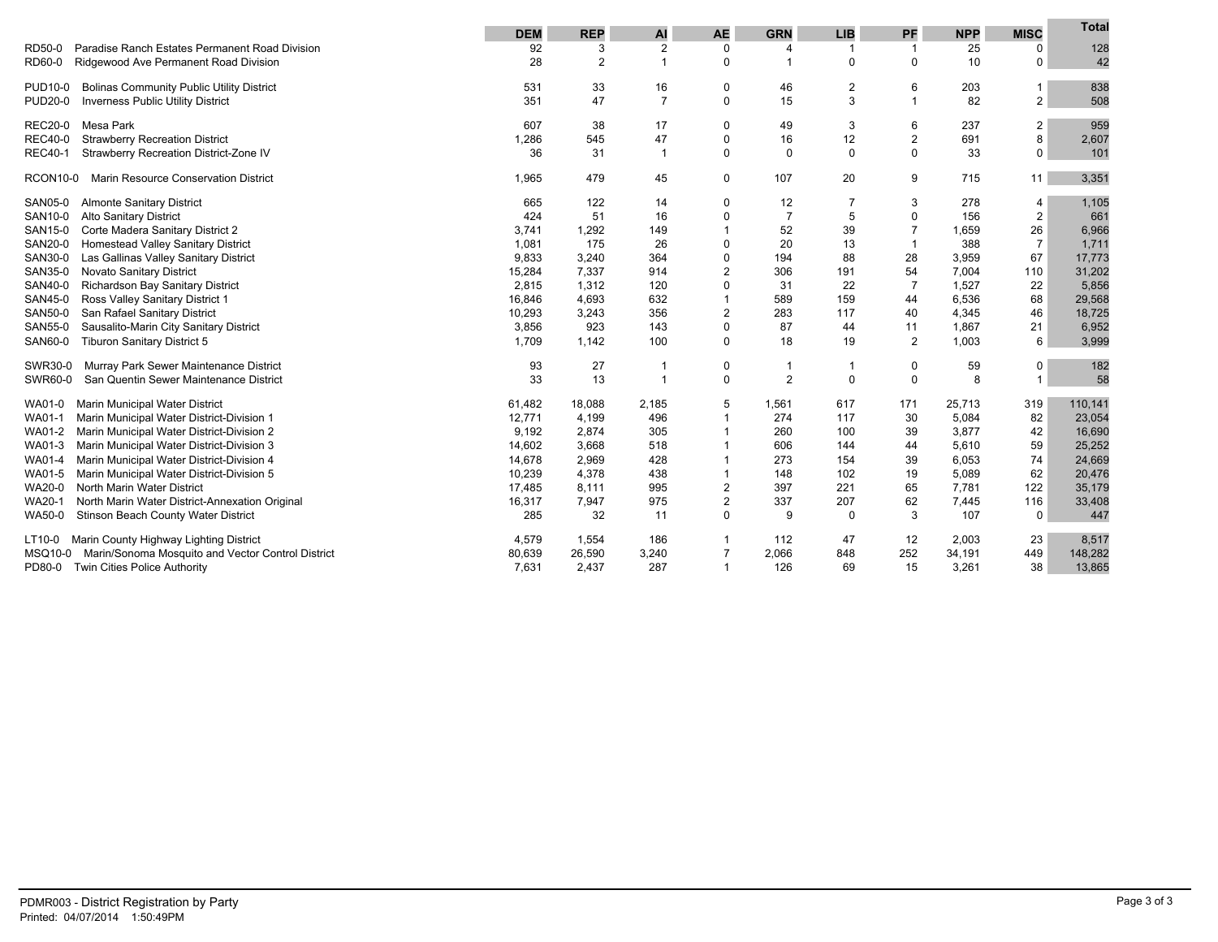| | | DEM | REP | AI | AE | GRN | LIB | PF | NPP | MISC | Total |
|---|---|---|---|---|---|---|---|---|---|---|---|
| RD50-0 | Paradise Ranch Estates Permanent Road Division | 92 | 3 | 2 | 0 | 4 | 1 | 1 | 25 | 0 | 128 |
| RD60-0 | Ridgewood Ave Permanent Road Division | 28 | 2 | 1 | 0 | 1 | 0 | 0 | 10 | 0 | 42 |
| PUD10-0 | Bolinas Community Public Utility District | 531 | 33 | 16 | 0 | 46 | 2 | 6 | 203 | 1 | 838 |
| PUD20-0 | Inverness Public Utility District | 351 | 47 | 7 | 0 | 15 | 3 | 1 | 82 | 2 | 508 |
| REC20-0 | Mesa Park | 607 | 38 | 17 | 0 | 49 | 3 | 6 | 237 | 2 | 959 |
| REC40-0 | Strawberry Recreation District | 1,286 | 545 | 47 | 0 | 16 | 12 | 2 | 691 | 8 | 2,607 |
| REC40-1 | Strawberry Recreation District-Zone IV | 36 | 31 | 1 | 0 | 0 | 0 | 0 | 33 | 0 | 101 |
| RCON10-0 | Marin Resource Conservation District | 1,965 | 479 | 45 | 0 | 107 | 20 | 9 | 715 | 11 | 3,351 |
| SAN05-0 | Almonte Sanitary District | 665 | 122 | 14 | 0 | 12 | 7 | 3 | 278 | 4 | 1,105 |
| SAN10-0 | Alto Sanitary District | 424 | 51 | 16 | 0 | 7 | 5 | 0 | 156 | 2 | 661 |
| SAN15-0 | Corte Madera Sanitary District 2 | 3,741 | 1,292 | 149 | 1 | 52 | 39 | 7 | 1,659 | 26 | 6,966 |
| SAN20-0 | Homestead Valley Sanitary District | 1,081 | 175 | 26 | 0 | 20 | 13 | 1 | 388 | 7 | 1,711 |
| SAN30-0 | Las Gallinas Valley Sanitary District | 9,833 | 3,240 | 364 | 0 | 194 | 88 | 28 | 3,959 | 67 | 17,773 |
| SAN35-0 | Novato Sanitary District | 15,284 | 7,337 | 914 | 2 | 306 | 191 | 54 | 7,004 | 110 | 31,202 |
| SAN40-0 | Richardson Bay Sanitary District | 2,815 | 1,312 | 120 | 0 | 31 | 22 | 7 | 1,527 | 22 | 5,856 |
| SAN45-0 | Ross Valley Sanitary District 1 | 16,846 | 4,693 | 632 | 1 | 589 | 159 | 44 | 6,536 | 68 | 29,568 |
| SAN50-0 | San Rafael Sanitary District | 10,293 | 3,243 | 356 | 2 | 283 | 117 | 40 | 4,345 | 46 | 18,725 |
| SAN55-0 | Sausalito-Marin City Sanitary District | 3,856 | 923 | 143 | 0 | 87 | 44 | 11 | 1,867 | 21 | 6,952 |
| SAN60-0 | Tiburon Sanitary District 5 | 1,709 | 1,142 | 100 | 0 | 18 | 19 | 2 | 1,003 | 6 | 3,999 |
| SWR30-0 | Murray Park Sewer Maintenance District | 93 | 27 | 1 | 0 | 1 | 1 | 0 | 59 | 0 | 182 |
| SWR60-0 | San Quentin Sewer Maintenance District | 33 | 13 | 1 | 0 | 2 | 0 | 0 | 8 | 1 | 58 |
| WA01-0 | Marin Municipal Water District | 61,482 | 18,088 | 2,185 | 5 | 1,561 | 617 | 171 | 25,713 | 319 | 110,141 |
| WA01-1 | Marin Municipal Water District-Division 1 | 12,771 | 4,199 | 496 | 1 | 274 | 117 | 30 | 5,084 | 82 | 23,054 |
| WA01-2 | Marin Municipal Water District-Division 2 | 9,192 | 2,874 | 305 | 1 | 260 | 100 | 39 | 3,877 | 42 | 16,690 |
| WA01-3 | Marin Municipal Water District-Division 3 | 14,602 | 3,668 | 518 | 1 | 606 | 144 | 44 | 5,610 | 59 | 25,252 |
| WA01-4 | Marin Municipal Water District-Division 4 | 14,678 | 2,969 | 428 | 1 | 273 | 154 | 39 | 6,053 | 74 | 24,669 |
| WA01-5 | Marin Municipal Water District-Division 5 | 10,239 | 4,378 | 438 | 1 | 148 | 102 | 19 | 5,089 | 62 | 20,476 |
| WA20-0 | North Marin Water District | 17,485 | 8,111 | 995 | 2 | 397 | 221 | 65 | 7,781 | 122 | 35,179 |
| WA20-1 | North Marin Water District-Annexation Original | 16,317 | 7,947 | 975 | 2 | 337 | 207 | 62 | 7,445 | 116 | 33,408 |
| WA50-0 | Stinson Beach County Water District | 285 | 32 | 11 | 0 | 9 | 0 | 3 | 107 | 0 | 447 |
| LT10-0 | Marin County Highway Lighting District | 4,579 | 1,554 | 186 | 1 | 112 | 47 | 12 | 2,003 | 23 | 8,517 |
| MSQ10-0 | Marin/Sonoma Mosquito and Vector Control District | 80,639 | 26,590 | 3,240 | 7 | 2,066 | 848 | 252 | 34,191 | 449 | 148,282 |
| PD80-0 | Twin Cities Police Authority | 7,631 | 2,437 | 287 | 1 | 126 | 69 | 15 | 3,261 | 38 | 13,865 |

PDMR003 - District Registration by Party
Printed: 04/07/2014 1:50:49PM